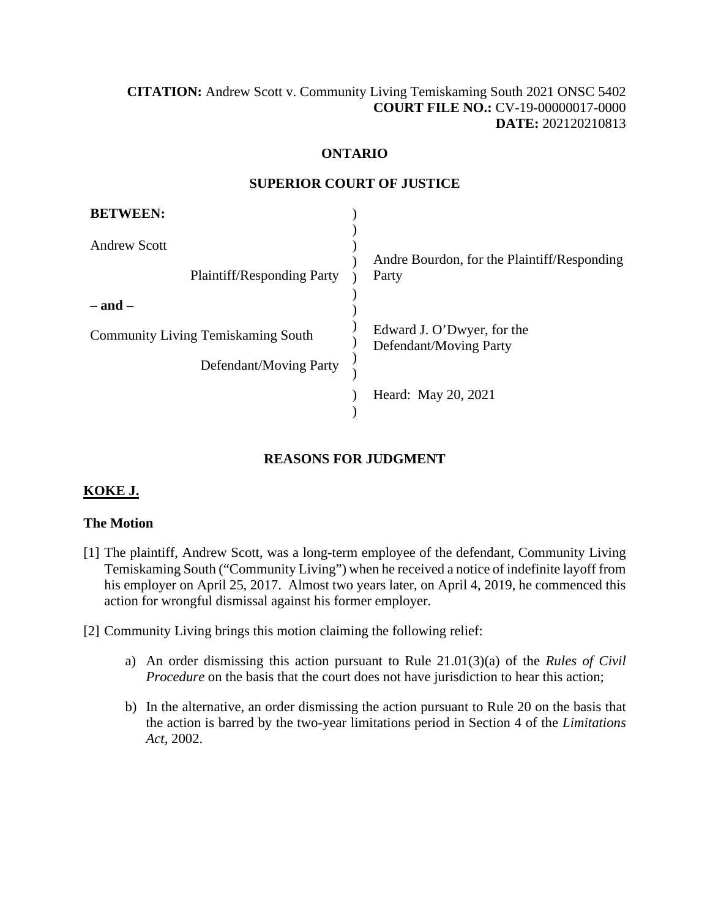**CITATION:** Andrew Scott v. Community Living Temiskaming South 2021 ONSC 5402
**COURT FILE NO.:** CV-19-00000017-0000
**DATE:** 202120210813

**ONTARIO**

**SUPERIOR COURT OF JUSTICE**

| | |
|---|---|
| **BETWEEN:** | |
| Andrew Scott<br>Plaintiff/Responding Party | Andre Bourdon, for the Plaintiff/Responding Party |
| **– and –** | |
| Community Living Temiskaming South<br>Defendant/Moving Party | Edward J. O'Dwyer, for the Defendant/Moving Party |
| | Heard: May 20, 2021 |

**REASONS FOR JUDGMENT**

**KOKE J.**

### The Motion

[1] The plaintiff, Andrew Scott, was a long-term employee of the defendant, Community Living Temiskaming South ("Community Living") when he received a notice of indefinite layoff from his employer on April 25, 2017. Almost two years later, on April 4, 2019, he commenced this action for wrongful dismissal against his former employer.

[2] Community Living brings this motion claiming the following relief:

a) An order dismissing this action pursuant to Rule 21.01(3)(a) of the *Rules of Civil Procedure* on the basis that the court does not have jurisdiction to hear this action;

b) In the alternative, an order dismissing the action pursuant to Rule 20 on the basis that the action is barred by the two-year limitations period in Section 4 of the *Limitations Act*, 2002.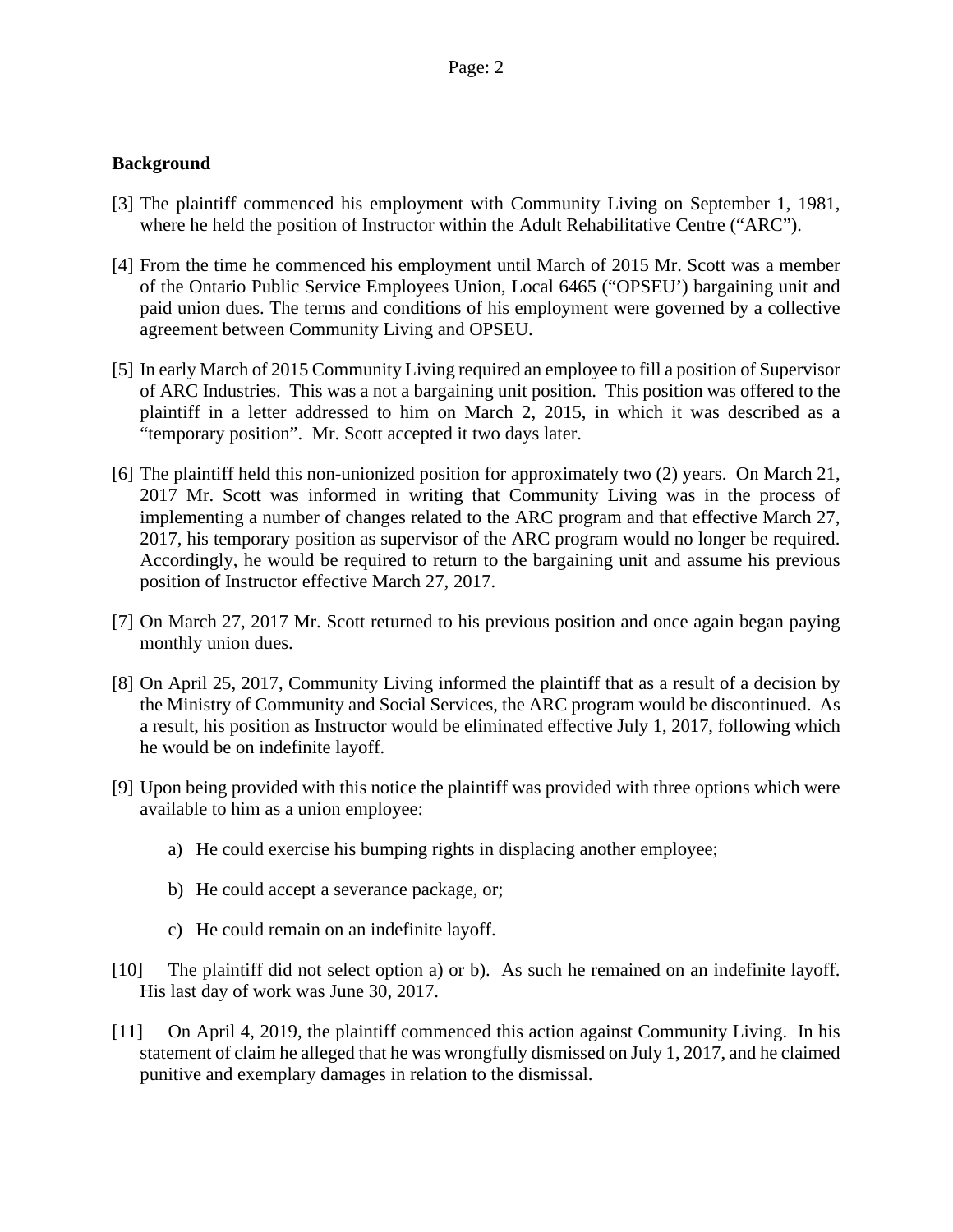**Background**

[3] The plaintiff commenced his employment with Community Living on September 1, 1981, where he held the position of Instructor within the Adult Rehabilitative Centre ("ARC").

[4] From the time he commenced his employment until March of 2015 Mr. Scott was a member of the Ontario Public Service Employees Union, Local 6465 ("OPSEU') bargaining unit and paid union dues. The terms and conditions of his employment were governed by a collective agreement between Community Living and OPSEU.

[5] In early March of 2015 Community Living required an employee to fill a position of Supervisor of ARC Industries. This was a not a bargaining unit position. This position was offered to the plaintiff in a letter addressed to him on March 2, 2015, in which it was described as a "temporary position". Mr. Scott accepted it two days later.

[6] The plaintiff held this non-unionized position for approximately two (2) years. On March 21, 2017 Mr. Scott was informed in writing that Community Living was in the process of implementing a number of changes related to the ARC program and that effective March 27, 2017, his temporary position as supervisor of the ARC program would no longer be required. Accordingly, he would be required to return to the bargaining unit and assume his previous position of Instructor effective March 27, 2017.

[7] On March 27, 2017 Mr. Scott returned to his previous position and once again began paying monthly union dues.

[8] On April 25, 2017, Community Living informed the plaintiff that as a result of a decision by the Ministry of Community and Social Services, the ARC program would be discontinued. As a result, his position as Instructor would be eliminated effective July 1, 2017, following which he would be on indefinite layoff.

[9] Upon being provided with this notice the plaintiff was provided with three options which were available to him as a union employee:

a) He could exercise his bumping rights in displacing another employee;

b) He could accept a severance package, or;

c) He could remain on an indefinite layoff.

[10] The plaintiff did not select option a) or b). As such he remained on an indefinite layoff. His last day of work was June 30, 2017.

[11] On April 4, 2019, the plaintiff commenced this action against Community Living. In his statement of claim he alleged that he was wrongfully dismissed on July 1, 2017, and he claimed punitive and exemplary damages in relation to the dismissal.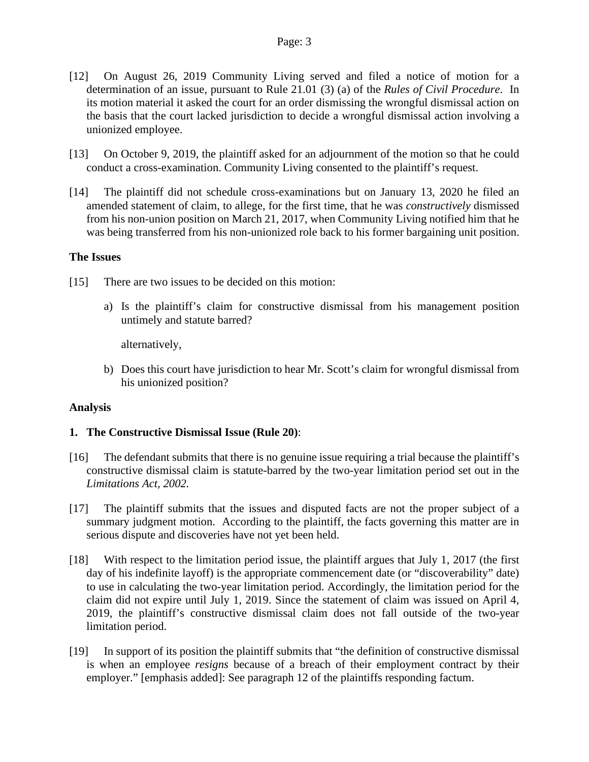[12] On August 26, 2019 Community Living served and filed a notice of motion for a determination of an issue, pursuant to Rule 21.01 (3) (a) of the *Rules of Civil Procedure*. In its motion material it asked the court for an order dismissing the wrongful dismissal action on the basis that the court lacked jurisdiction to decide a wrongful dismissal action involving a unionized employee.

[13] On October 9, 2019, the plaintiff asked for an adjournment of the motion so that he could conduct a cross-examination. Community Living consented to the plaintiff's request.

[14] The plaintiff did not schedule cross-examinations but on January 13, 2020 he filed an amended statement of claim, to allege, for the first time, that he was *constructively* dismissed from his non-union position on March 21, 2017, when Community Living notified him that he was being transferred from his non-unionized role back to his former bargaining unit position.

### The Issues

[15] There are two issues to be decided on this motion:

a) Is the plaintiff's claim for constructive dismissal from his management position untimely and statute barred?

alternatively,

b) Does this court have jurisdiction to hear Mr. Scott's claim for wrongful dismissal from his unionized position?

### Analysis

**1. The Constructive Dismissal Issue (Rule 20)**:

[16] The defendant submits that there is no genuine issue requiring a trial because the plaintiff's constructive dismissal claim is statute-barred by the two-year limitation period set out in the *Limitations Act, 2002.*

[17] The plaintiff submits that the issues and disputed facts are not the proper subject of a summary judgment motion. According to the plaintiff, the facts governing this matter are in serious dispute and discoveries have not yet been held.

[18] With respect to the limitation period issue, the plaintiff argues that July 1, 2017 (the first day of his indefinite layoff) is the appropriate commencement date (or "discoverability" date) to use in calculating the two-year limitation period. Accordingly, the limitation period for the claim did not expire until July 1, 2019. Since the statement of claim was issued on April 4, 2019, the plaintiff's constructive dismissal claim does not fall outside of the two-year limitation period.

[19] In support of its position the plaintiff submits that "the definition of constructive dismissal is when an employee *resigns* because of a breach of their employment contract by their employer." [emphasis added]: See paragraph 12 of the plaintiffs responding factum.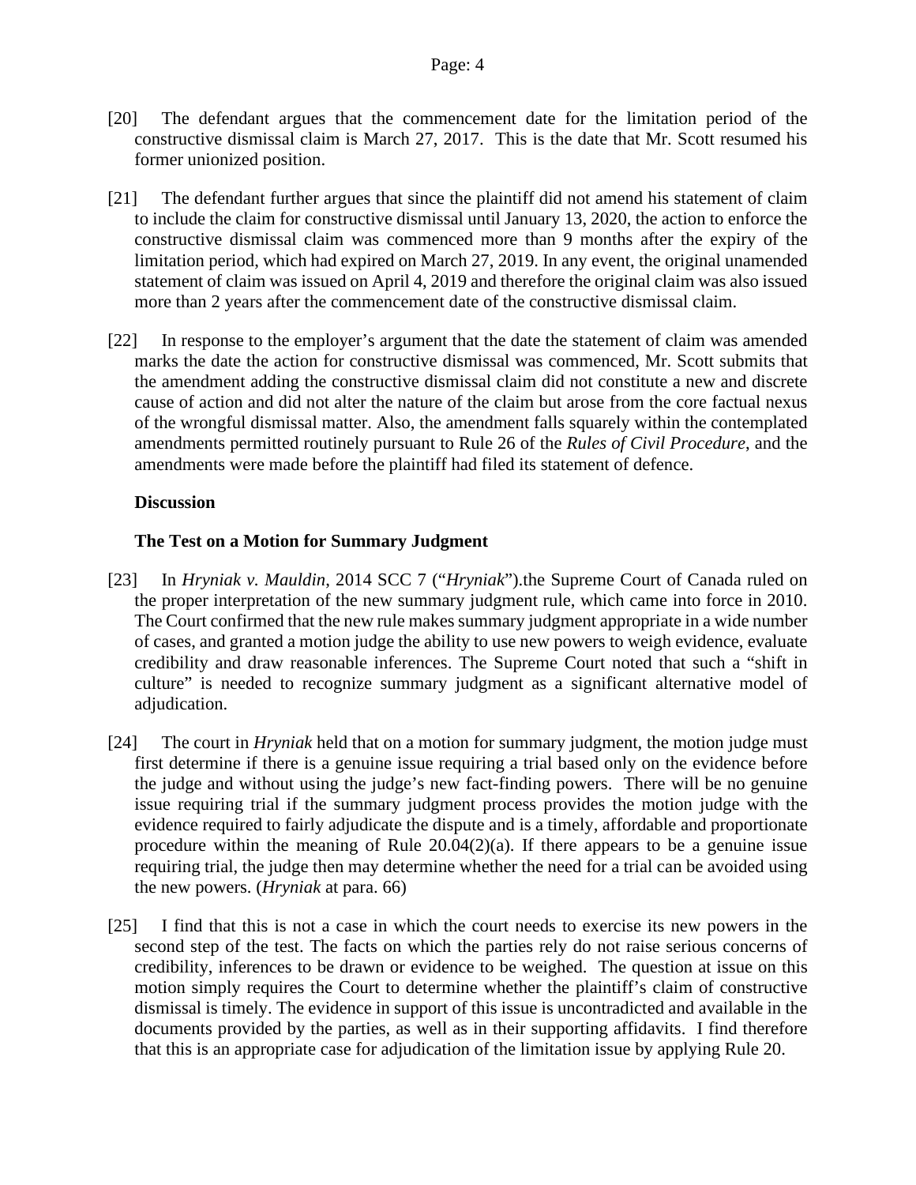[20] The defendant argues that the commencement date for the limitation period of the constructive dismissal claim is March 27, 2017. This is the date that Mr. Scott resumed his former unionized position.

[21] The defendant further argues that since the plaintiff did not amend his statement of claim to include the claim for constructive dismissal until January 13, 2020, the action to enforce the constructive dismissal claim was commenced more than 9 months after the expiry of the limitation period, which had expired on March 27, 2019. In any event, the original unamended statement of claim was issued on April 4, 2019 and therefore the original claim was also issued more than 2 years after the commencement date of the constructive dismissal claim.

[22] In response to the employer's argument that the date the statement of claim was amended marks the date the action for constructive dismissal was commenced, Mr. Scott submits that the amendment adding the constructive dismissal claim did not constitute a new and discrete cause of action and did not alter the nature of the claim but arose from the core factual nexus of the wrongful dismissal matter. Also, the amendment falls squarely within the contemplated amendments permitted routinely pursuant to Rule 26 of the *Rules of Civil Procedure*, and the amendments were made before the plaintiff had filed its statement of defence.

**Discussion**

**The Test on a Motion for Summary Judgment**

[23] In *Hryniak v. Mauldin,* 2014 SCC 7 ("*Hryniak*").the Supreme Court of Canada ruled on the proper interpretation of the new summary judgment rule, which came into force in 2010. The Court confirmed that the new rule makes summary judgment appropriate in a wide number of cases, and granted a motion judge the ability to use new powers to weigh evidence, evaluate credibility and draw reasonable inferences. The Supreme Court noted that such a "shift in culture" is needed to recognize summary judgment as a significant alternative model of adjudication.

[24] The court in *Hryniak* held that on a motion for summary judgment, the motion judge must first determine if there is a genuine issue requiring a trial based only on the evidence before the judge and without using the judge's new fact-finding powers. There will be no genuine issue requiring trial if the summary judgment process provides the motion judge with the evidence required to fairly adjudicate the dispute and is a timely, affordable and proportionate procedure within the meaning of Rule 20.04(2)(a). If there appears to be a genuine issue requiring trial, the judge then may determine whether the need for a trial can be avoided using the new powers. (*Hryniak* at para. 66)

[25] I find that this is not a case in which the court needs to exercise its new powers in the second step of the test. The facts on which the parties rely do not raise serious concerns of credibility, inferences to be drawn or evidence to be weighed. The question at issue on this motion simply requires the Court to determine whether the plaintiff's claim of constructive dismissal is timely. The evidence in support of this issue is uncontradicted and available in the documents provided by the parties, as well as in their supporting affidavits. I find therefore that this is an appropriate case for adjudication of the limitation issue by applying Rule 20.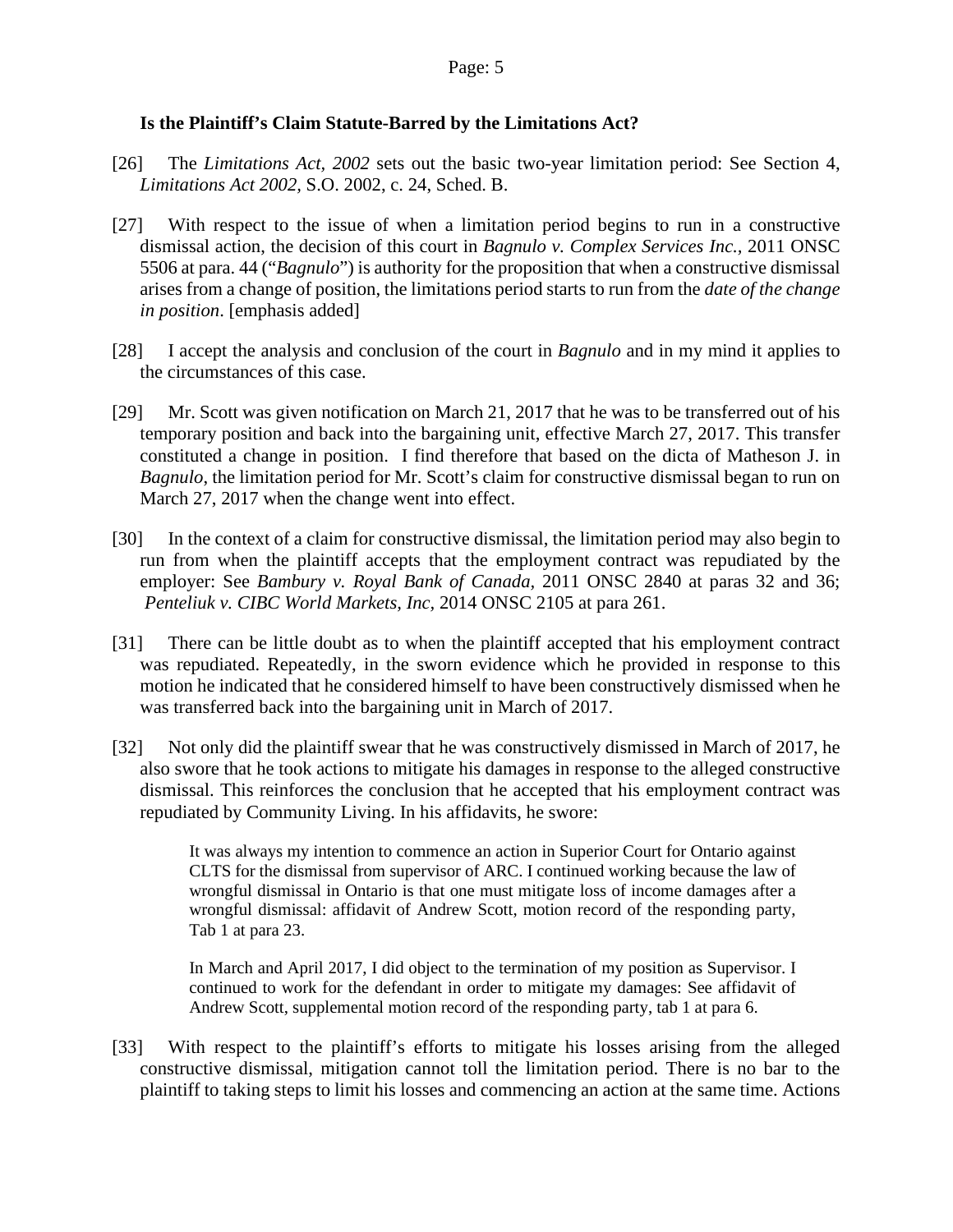**Is the Plaintiff's Claim Statute-Barred by the Limitations Act?**

[26] The *Limitations Act, 2002* sets out the basic two-year limitation period: See Section 4, *Limitations Act 2002,* S.O. 2002, c. 24, Sched. B.

[27] With respect to the issue of when a limitation period begins to run in a constructive dismissal action, the decision of this court in *Bagnulo v. Complex Services Inc.*, 2011 ONSC 5506 at para. 44 ("*Bagnulo*") is authority for the proposition that when a constructive dismissal arises from a change of position, the limitations period starts to run from the *date of the change in position*. [emphasis added]

[28] I accept the analysis and conclusion of the court in *Bagnulo* and in my mind it applies to the circumstances of this case.

[29] Mr. Scott was given notification on March 21, 2017 that he was to be transferred out of his temporary position and back into the bargaining unit, effective March 27, 2017. This transfer constituted a change in position. I find therefore that based on the dicta of Matheson J. in *Bagnulo*, the limitation period for Mr. Scott's claim for constructive dismissal began to run on March 27, 2017 when the change went into effect.

[30] In the context of a claim for constructive dismissal, the limitation period may also begin to run from when the plaintiff accepts that the employment contract was repudiated by the employer: See *Bambury v. Royal Bank of Canada*, 2011 ONSC 2840 at paras 32 and 36; *Penteliuk v. CIBC World Markets, Inc*, 2014 ONSC 2105 at para 261.

[31] There can be little doubt as to when the plaintiff accepted that his employment contract was repudiated. Repeatedly, in the sworn evidence which he provided in response to this motion he indicated that he considered himself to have been constructively dismissed when he was transferred back into the bargaining unit in March of 2017.

[32] Not only did the plaintiff swear that he was constructively dismissed in March of 2017, he also swore that he took actions to mitigate his damages in response to the alleged constructive dismissal. This reinforces the conclusion that he accepted that his employment contract was repudiated by Community Living. In his affidavits, he swore:

> It was always my intention to commence an action in Superior Court for Ontario against CLTS for the dismissal from supervisor of ARC. I continued working because the law of wrongful dismissal in Ontario is that one must mitigate loss of income damages after a wrongful dismissal: affidavit of Andrew Scott, motion record of the responding party, Tab 1 at para 23.
>
> In March and April 2017, I did object to the termination of my position as Supervisor. I continued to work for the defendant in order to mitigate my damages: See affidavit of Andrew Scott, supplemental motion record of the responding party, tab 1 at para 6.

[33] With respect to the plaintiff's efforts to mitigate his losses arising from the alleged constructive dismissal, mitigation cannot toll the limitation period. There is no bar to the plaintiff to taking steps to limit his losses and commencing an action at the same time. Actions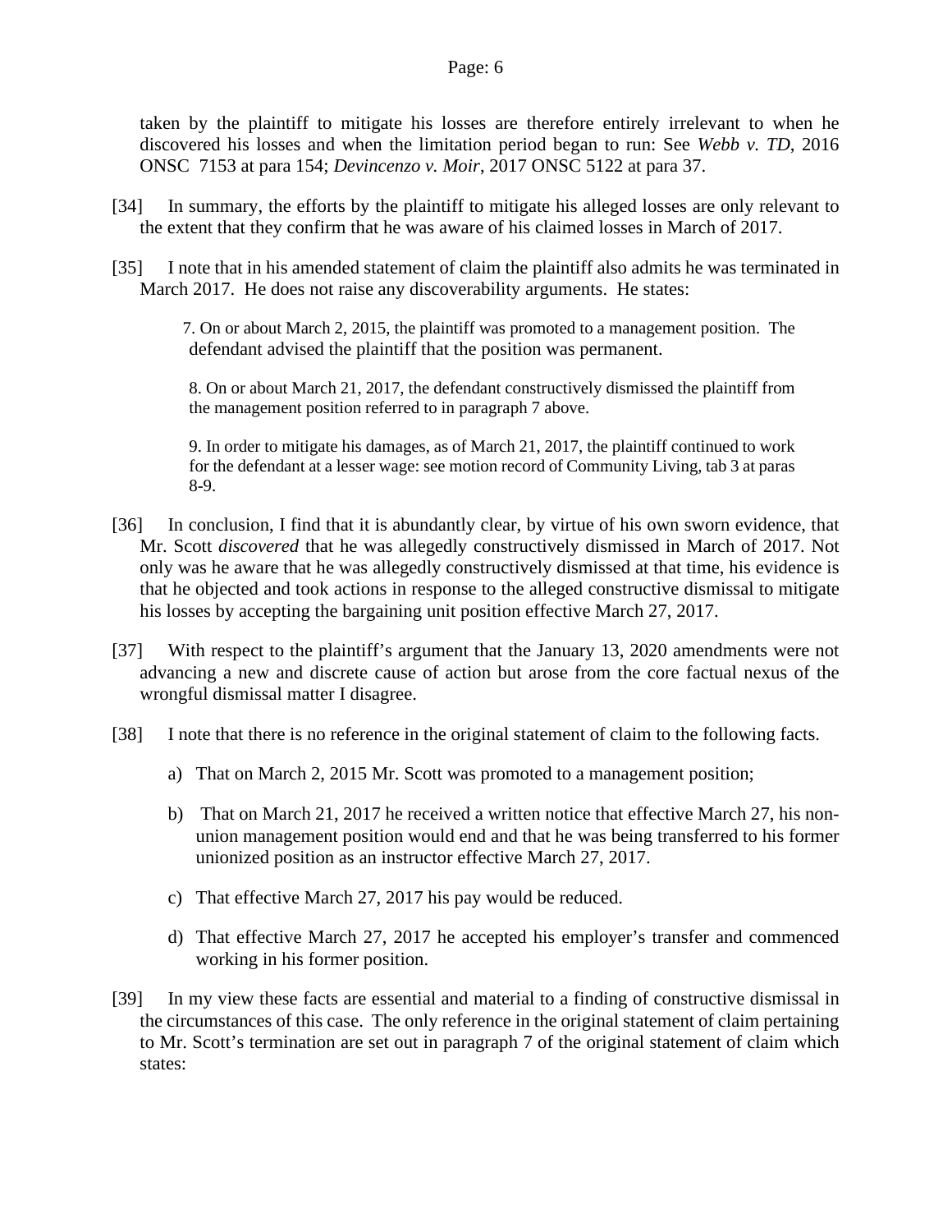taken by the plaintiff to mitigate his losses are therefore entirely irrelevant to when he discovered his losses and when the limitation period began to run: See *Webb v. TD*, 2016 ONSC 7153 at para 154; *Devincenzo v. Moir*, 2017 ONSC 5122 at para 37.

[34] In summary, the efforts by the plaintiff to mitigate his alleged losses are only relevant to the extent that they confirm that he was aware of his claimed losses in March of 2017.

[35] I note that in his amended statement of claim the plaintiff also admits he was terminated in March 2017. He does not raise any discoverability arguments. He states:

> 7. On or about March 2, 2015, the plaintiff was promoted to a management position. The defendant advised the plaintiff that the position was permanent.
>
> 8. On or about March 21, 2017, the defendant constructively dismissed the plaintiff from the management position referred to in paragraph 7 above.
>
> 9. In order to mitigate his damages, as of March 21, 2017, the plaintiff continued to work for the defendant at a lesser wage: see motion record of Community Living, tab 3 at paras 8-9.

[36] In conclusion, I find that it is abundantly clear, by virtue of his own sworn evidence, that Mr. Scott *discovered* that he was allegedly constructively dismissed in March of 2017. Not only was he aware that he was allegedly constructively dismissed at that time, his evidence is that he objected and took actions in response to the alleged constructive dismissal to mitigate his losses by accepting the bargaining unit position effective March 27, 2017.

[37] With respect to the plaintiff's argument that the January 13, 2020 amendments were not advancing a new and discrete cause of action but arose from the core factual nexus of the wrongful dismissal matter I disagree.

[38] I note that there is no reference in the original statement of claim to the following facts.

a) That on March 2, 2015 Mr. Scott was promoted to a management position;

b) That on March 21, 2017 he received a written notice that effective March 27, his non-union management position would end and that he was being transferred to his former unionized position as an instructor effective March 27, 2017.

c) That effective March 27, 2017 his pay would be reduced.

d) That effective March 27, 2017 he accepted his employer's transfer and commenced working in his former position.

[39] In my view these facts are essential and material to a finding of constructive dismissal in the circumstances of this case. The only reference in the original statement of claim pertaining to Mr. Scott's termination are set out in paragraph 7 of the original statement of claim which states: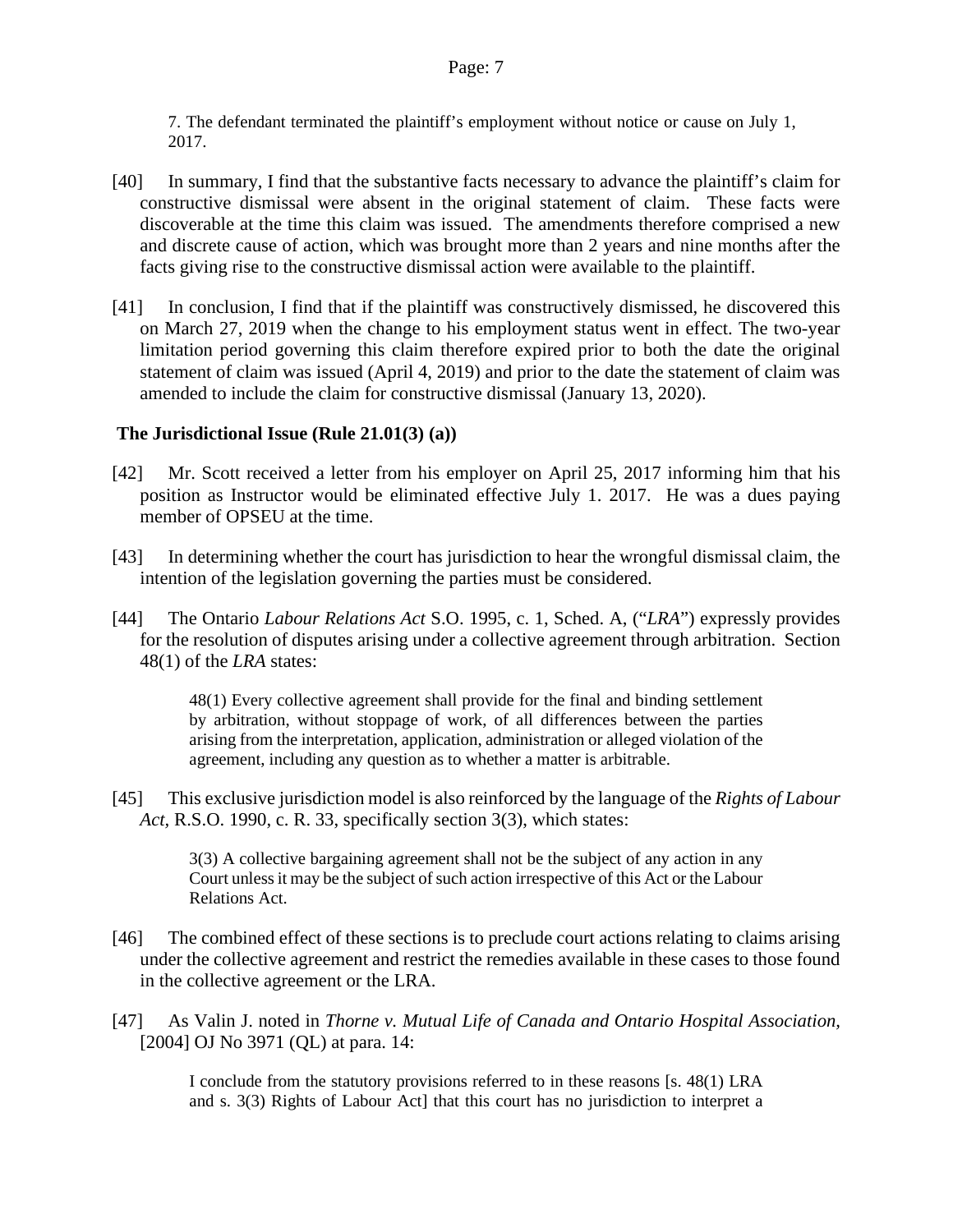> 7. The defendant terminated the plaintiff's employment without notice or cause on July 1, 2017.

[40] In summary, I find that the substantive facts necessary to advance the plaintiff's claim for constructive dismissal were absent in the original statement of claim. These facts were discoverable at the time this claim was issued. The amendments therefore comprised a new and discrete cause of action, which was brought more than 2 years and nine months after the facts giving rise to the constructive dismissal action were available to the plaintiff.

[41] In conclusion, I find that if the plaintiff was constructively dismissed, he discovered this on March 27, 2019 when the change to his employment status went in effect. The two-year limitation period governing this claim therefore expired prior to both the date the original statement of claim was issued (April 4, 2019) and prior to the date the statement of claim was amended to include the claim for constructive dismissal (January 13, 2020).

**The Jurisdictional Issue (Rule 21.01(3) (a))**

[42] Mr. Scott received a letter from his employer on April 25, 2017 informing him that his position as Instructor would be eliminated effective July 1. 2017. He was a dues paying member of OPSEU at the time.

[43] In determining whether the court has jurisdiction to hear the wrongful dismissal claim, the intention of the legislation governing the parties must be considered.

[44] The Ontario *Labour Relations Act* S.O. 1995, c. 1, Sched. A, ("*LRA*") expressly provides for the resolution of disputes arising under a collective agreement through arbitration. Section 48(1) of the *LRA* states:

> 48(1) Every collective agreement shall provide for the final and binding settlement by arbitration, without stoppage of work, of all differences between the parties arising from the interpretation, application, administration or alleged violation of the agreement, including any question as to whether a matter is arbitrable.

[45] This exclusive jurisdiction model is also reinforced by the language of the *Rights of Labour Act,* R.S.O. 1990, c. R. 33, specifically section 3(3), which states:

> 3(3) A collective bargaining agreement shall not be the subject of any action in any Court unless it may be the subject of such action irrespective of this Act or the Labour Relations Act.

[46] The combined effect of these sections is to preclude court actions relating to claims arising under the collective agreement and restrict the remedies available in these cases to those found in the collective agreement or the LRA.

[47] As Valin J. noted in *Thorne v. Mutual Life of Canada and Ontario Hospital Association,* [2004] OJ No 3971 (QL) at para. 14:

> I conclude from the statutory provisions referred to in these reasons [s. 48(1) LRA and s. 3(3) Rights of Labour Act] that this court has no jurisdiction to interpret a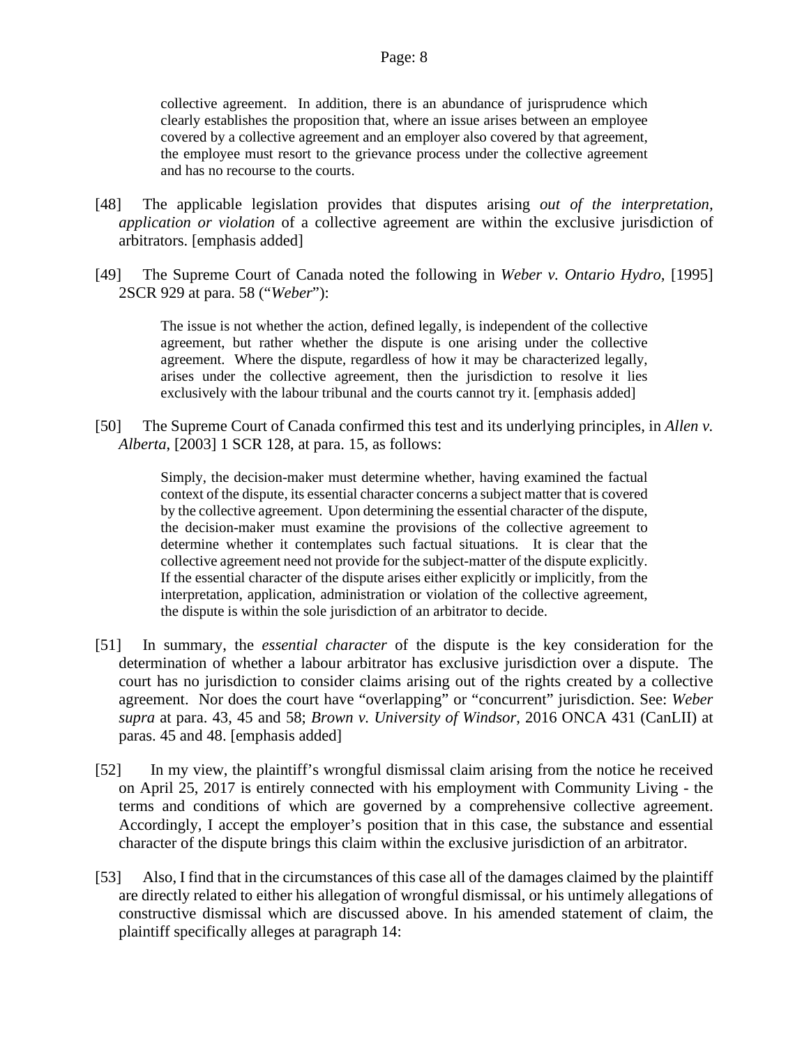> collective agreement. In addition, there is an abundance of jurisprudence which clearly establishes the proposition that, where an issue arises between an employee covered by a collective agreement and an employer also covered by that agreement, the employee must resort to the grievance process under the collective agreement and has no recourse to the courts.

[48] The applicable legislation provides that disputes arising *out of the interpretation, application or violation* of a collective agreement are within the exclusive jurisdiction of arbitrators. [emphasis added]

[49] The Supreme Court of Canada noted the following in *Weber v. Ontario Hydro*, [1995] 2SCR 929 at para. 58 ("*Weber*"):

> The issue is not whether the action, defined legally, is independent of the collective agreement, but rather whether the dispute is one arising under the collective agreement. Where the dispute, regardless of how it may be characterized legally, arises under the collective agreement, then the jurisdiction to resolve it lies exclusively with the labour tribunal and the courts cannot try it. [emphasis added]

[50] The Supreme Court of Canada confirmed this test and its underlying principles, in *Allen v. Alberta*, [2003] 1 SCR 128, at para. 15, as follows:

> Simply, the decision-maker must determine whether, having examined the factual context of the dispute, its essential character concerns a subject matter that is covered by the collective agreement. Upon determining the essential character of the dispute, the decision-maker must examine the provisions of the collective agreement to determine whether it contemplates such factual situations. It is clear that the collective agreement need not provide for the subject-matter of the dispute explicitly. If the essential character of the dispute arises either explicitly or implicitly, from the interpretation, application, administration or violation of the collective agreement, the dispute is within the sole jurisdiction of an arbitrator to decide.

[51] In summary, the *essential character* of the dispute is the key consideration for the determination of whether a labour arbitrator has exclusive jurisdiction over a dispute. The court has no jurisdiction to consider claims arising out of the rights created by a collective agreement. Nor does the court have "overlapping" or "concurrent" jurisdiction. See: *Weber supra* at para. 43, 45 and 58; *Brown v. University of Windsor*, 2016 ONCA 431 (CanLII) at paras. 45 and 48. [emphasis added]

[52] In my view, the plaintiff's wrongful dismissal claim arising from the notice he received on April 25, 2017 is entirely connected with his employment with Community Living - the terms and conditions of which are governed by a comprehensive collective agreement. Accordingly, I accept the employer's position that in this case, the substance and essential character of the dispute brings this claim within the exclusive jurisdiction of an arbitrator.

[53] Also, I find that in the circumstances of this case all of the damages claimed by the plaintiff are directly related to either his allegation of wrongful dismissal, or his untimely allegations of constructive dismissal which are discussed above. In his amended statement of claim, the plaintiff specifically alleges at paragraph 14: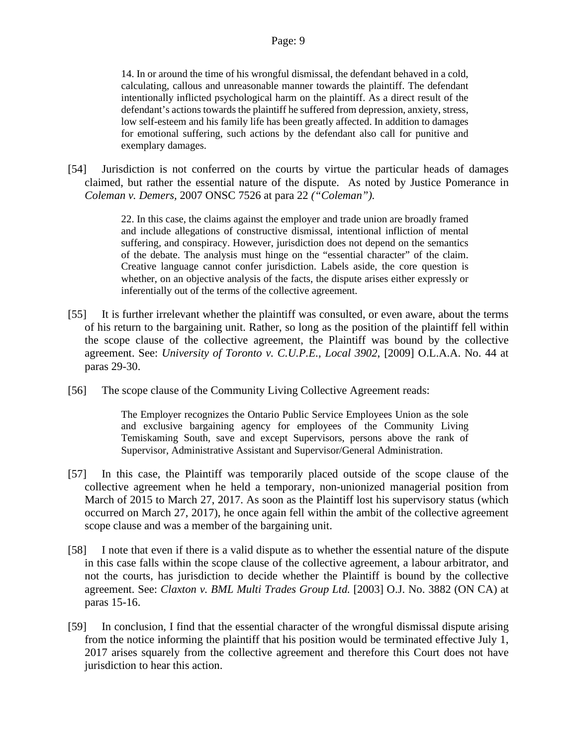> 14. In or around the time of his wrongful dismissal, the defendant behaved in a cold, calculating, callous and unreasonable manner towards the plaintiff. The defendant intentionally inflicted psychological harm on the plaintiff. As a direct result of the defendant's actions towards the plaintiff he suffered from depression, anxiety, stress, low self-esteem and his family life has been greatly affected. In addition to damages for emotional suffering, such actions by the defendant also call for punitive and exemplary damages.

[54] Jurisdiction is not conferred on the courts by virtue the particular heads of damages claimed, but rather the essential nature of the dispute. As noted by Justice Pomerance in *Coleman v. Demers*, 2007 ONSC 7526 at para 22 *("Coleman").*

> 22. In this case, the claims against the employer and trade union are broadly framed and include allegations of constructive dismissal, intentional infliction of mental suffering, and conspiracy. However, jurisdiction does not depend on the semantics of the debate. The analysis must hinge on the "essential character" of the claim. Creative language cannot confer jurisdiction. Labels aside, the core question is whether, on an objective analysis of the facts, the dispute arises either expressly or inferentially out of the terms of the collective agreement.

[55] It is further irrelevant whether the plaintiff was consulted, or even aware, about the terms of his return to the bargaining unit. Rather, so long as the position of the plaintiff fell within the scope clause of the collective agreement, the Plaintiff was bound by the collective agreement. See: *University of Toronto v. C.U.P.E., Local 3902*, [2009] O.L.A.A. No. 44 at paras 29-30.

[56] The scope clause of the Community Living Collective Agreement reads:

> The Employer recognizes the Ontario Public Service Employees Union as the sole and exclusive bargaining agency for employees of the Community Living Temiskaming South, save and except Supervisors, persons above the rank of Supervisor, Administrative Assistant and Supervisor/General Administration.

[57] In this case, the Plaintiff was temporarily placed outside of the scope clause of the collective agreement when he held a temporary, non-unionized managerial position from March of 2015 to March 27, 2017. As soon as the Plaintiff lost his supervisory status (which occurred on March 27, 2017), he once again fell within the ambit of the collective agreement scope clause and was a member of the bargaining unit.

[58] I note that even if there is a valid dispute as to whether the essential nature of the dispute in this case falls within the scope clause of the collective agreement, a labour arbitrator, and not the courts, has jurisdiction to decide whether the Plaintiff is bound by the collective agreement. See: *Claxton v. BML Multi Trades Group Ltd.* [2003] O.J. No. 3882 (ON CA) at paras 15-16.

[59] In conclusion, I find that the essential character of the wrongful dismissal dispute arising from the notice informing the plaintiff that his position would be terminated effective July 1, 2017 arises squarely from the collective agreement and therefore this Court does not have jurisdiction to hear this action.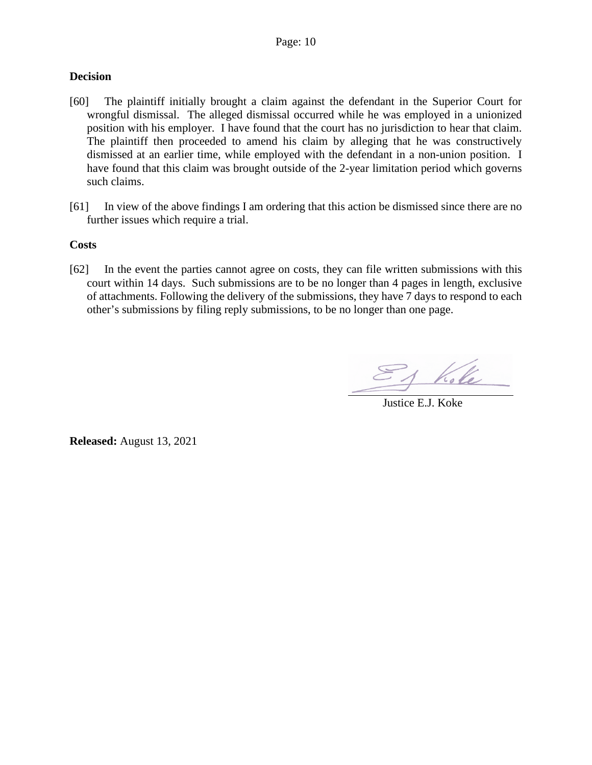**Decision**

[60] The plaintiff initially brought a claim against the defendant in the Superior Court for wrongful dismissal. The alleged dismissal occurred while he was employed in a unionized position with his employer. I have found that the court has no jurisdiction to hear that claim. The plaintiff then proceeded to amend his claim by alleging that he was constructively dismissed at an earlier time, while employed with the defendant in a non-union position. I have found that this claim was brought outside of the 2-year limitation period which governs such claims.

[61] In view of the above findings I am ordering that this action be dismissed since there are no further issues which require a trial.

**Costs**

[62] In the event the parties cannot agree on costs, they can file written submissions with this court within 14 days. Such submissions are to be no longer than 4 pages in length, exclusive of attachments. Following the delivery of the submissions, they have 7 days to respond to each other's submissions by filing reply submissions, to be no longer than one page.

Justice E.J. Koke

**Released:** August 13, 2021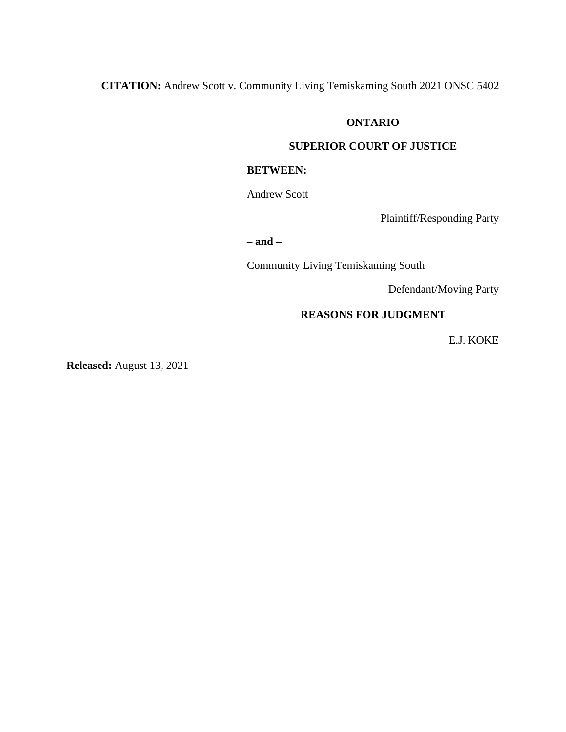**CITATION:** Andrew Scott v. Community Living Temiskaming South 2021 ONSC 5402

**ONTARIO**

**SUPERIOR COURT OF JUSTICE**

**BETWEEN:**

Andrew Scott

Plaintiff/Responding Party

**– and –**

Community Living Temiskaming South

Defendant/Moving Party

**REASONS FOR JUDGMENT**

E.J. KOKE

**Released:** August 13, 2021